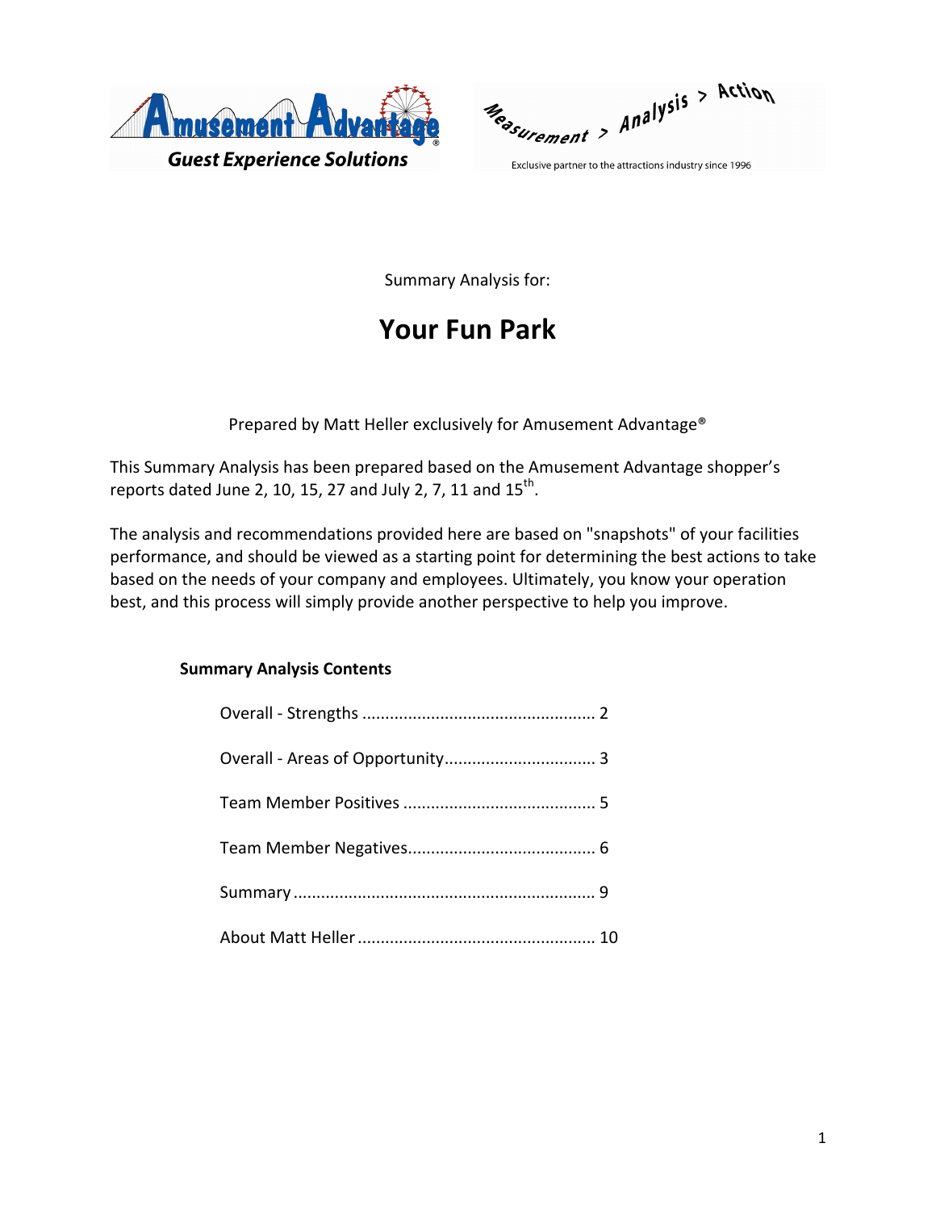Amusement Advantage®

*Guest Experience Solutions*

Measurement > Analysis > Action

Exclusive partner to the attractions industry since 1996

Summary Analysis for:

# Your Fun Park

Prepared by Matt Heller exclusively for Amusement Advantage®

This Summary Analysis has been prepared based on the Amusement Advantage shopper's reports dated June 2, 10, 15, 27 and July 2, 7, 11 and 15th.

The analysis and recommendations provided here are based on "snapshots" of your facilities performance, and should be viewed as a starting point for determining the best actions to take based on the needs of your company and employees. Ultimately, you know your operation best, and this process will simply provide another perspective to help you improve.

**Summary Analysis Contents**

Overall - Strengths .................................................. 2

Overall - Areas of Opportunity................................. 3

Team Member Positives .......................................... 5

Team Member Negatives......................................... 6

Summary ................................................................ 9

About Matt Heller ................................................... 10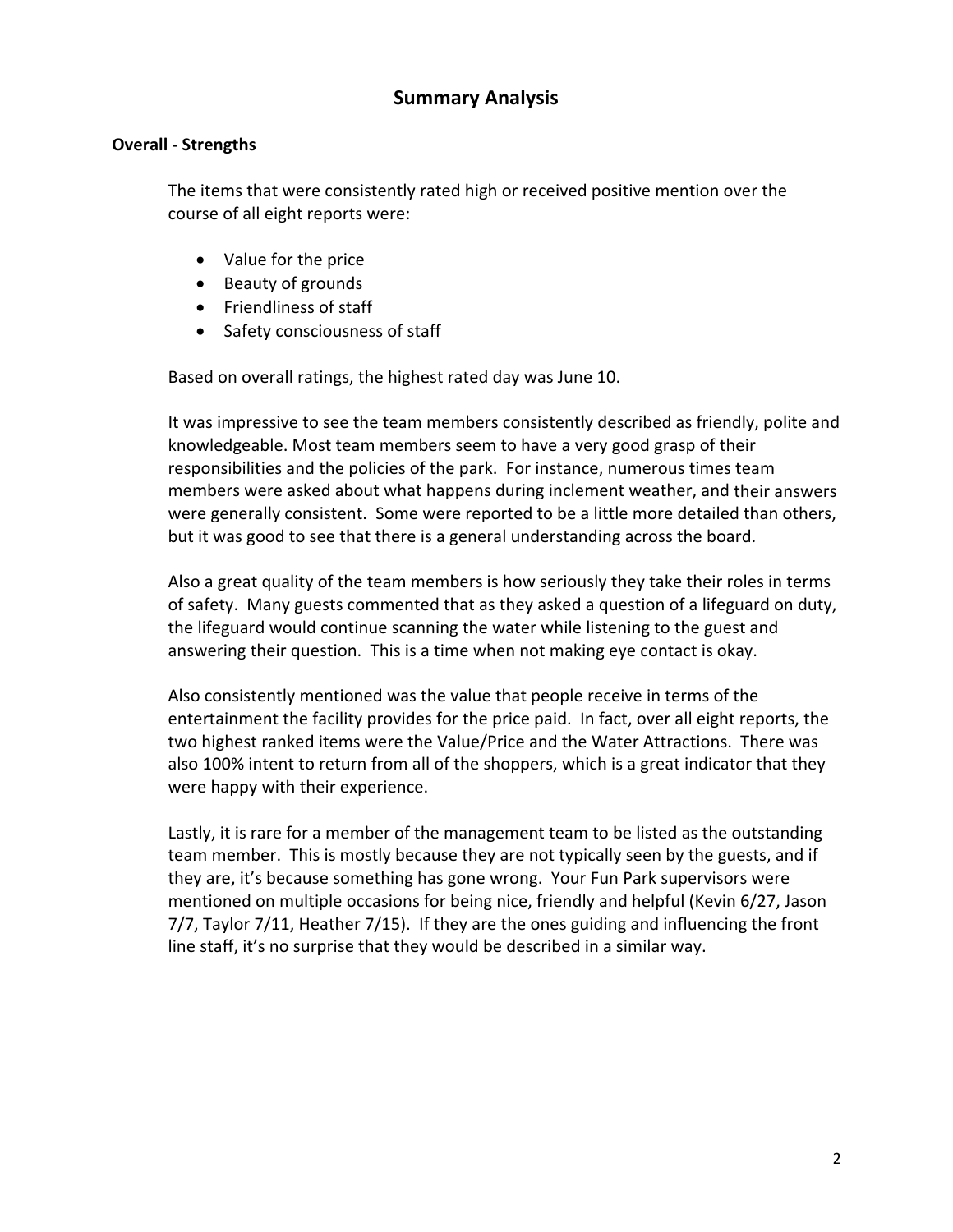# Summary Analysis

### Overall - Strengths

The items that were consistently rated high or received positive mention over the course of all eight reports were:

- Value for the price
- Beauty of grounds
- Friendliness of staff
- Safety consciousness of staff

Based on overall ratings, the highest rated day was June 10.

It was impressive to see the team members consistently described as friendly, polite and knowledgeable. Most team members seem to have a very good grasp of their responsibilities and the policies of the park. For instance, numerous times team members were asked about what happens during inclement weather, and their answers were generally consistent. Some were reported to be a little more detailed than others, but it was good to see that there is a general understanding across the board.

Also a great quality of the team members is how seriously they take their roles in terms of safety. Many guests commented that as they asked a question of a lifeguard on duty, the lifeguard would continue scanning the water while listening to the guest and answering their question. This is a time when not making eye contact is okay.

Also consistently mentioned was the value that people receive in terms of the entertainment the facility provides for the price paid. In fact, over all eight reports, the two highest ranked items were the Value/Price and the Water Attractions. There was also 100% intent to return from all of the shoppers, which is a great indicator that they were happy with their experience.

Lastly, it is rare for a member of the management team to be listed as the outstanding team member. This is mostly because they are not typically seen by the guests, and if they are, it's because something has gone wrong. Your Fun Park supervisors were mentioned on multiple occasions for being nice, friendly and helpful (Kevin 6/27, Jason 7/7, Taylor 7/11, Heather 7/15). If they are the ones guiding and influencing the front line staff, it's no surprise that they would be described in a similar way.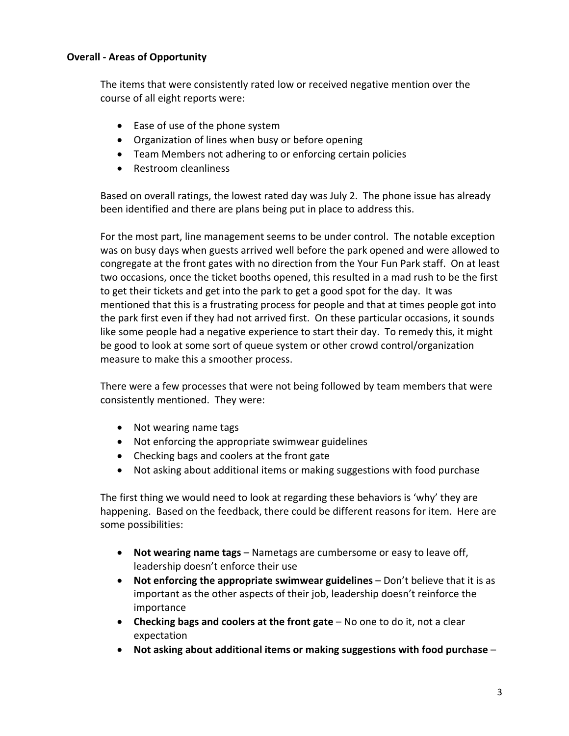**Overall - Areas of Opportunity**

The items that were consistently rated low or received negative mention over the course of all eight reports were:

- Ease of use of the phone system
- Organization of lines when busy or before opening
- Team Members not adhering to or enforcing certain policies
- Restroom cleanliness

Based on overall ratings, the lowest rated day was July 2. The phone issue has already been identified and there are plans being put in place to address this.

For the most part, line management seems to be under control. The notable exception was on busy days when guests arrived well before the park opened and were allowed to congregate at the front gates with no direction from the Your Fun Park staff. On at least two occasions, once the ticket booths opened, this resulted in a mad rush to be the first to get their tickets and get into the park to get a good spot for the day. It was mentioned that this is a frustrating process for people and that at times people got into the park first even if they had not arrived first. On these particular occasions, it sounds like some people had a negative experience to start their day. To remedy this, it might be good to look at some sort of queue system or other crowd control/organization measure to make this a smoother process.

There were a few processes that were not being followed by team members that were consistently mentioned. They were:

- Not wearing name tags
- Not enforcing the appropriate swimwear guidelines
- Checking bags and coolers at the front gate
- Not asking about additional items or making suggestions with food purchase

The first thing we would need to look at regarding these behaviors is 'why' they are happening. Based on the feedback, there could be different reasons for item. Here are some possibilities:

- **Not wearing name tags** – Nametags are cumbersome or easy to leave off, leadership doesn't enforce their use
- **Not enforcing the appropriate swimwear guidelines** – Don't believe that it is as important as the other aspects of their job, leadership doesn't reinforce the importance
- **Checking bags and coolers at the front gate** – No one to do it, not a clear expectation
- **Not asking about additional items or making suggestions with food purchase** –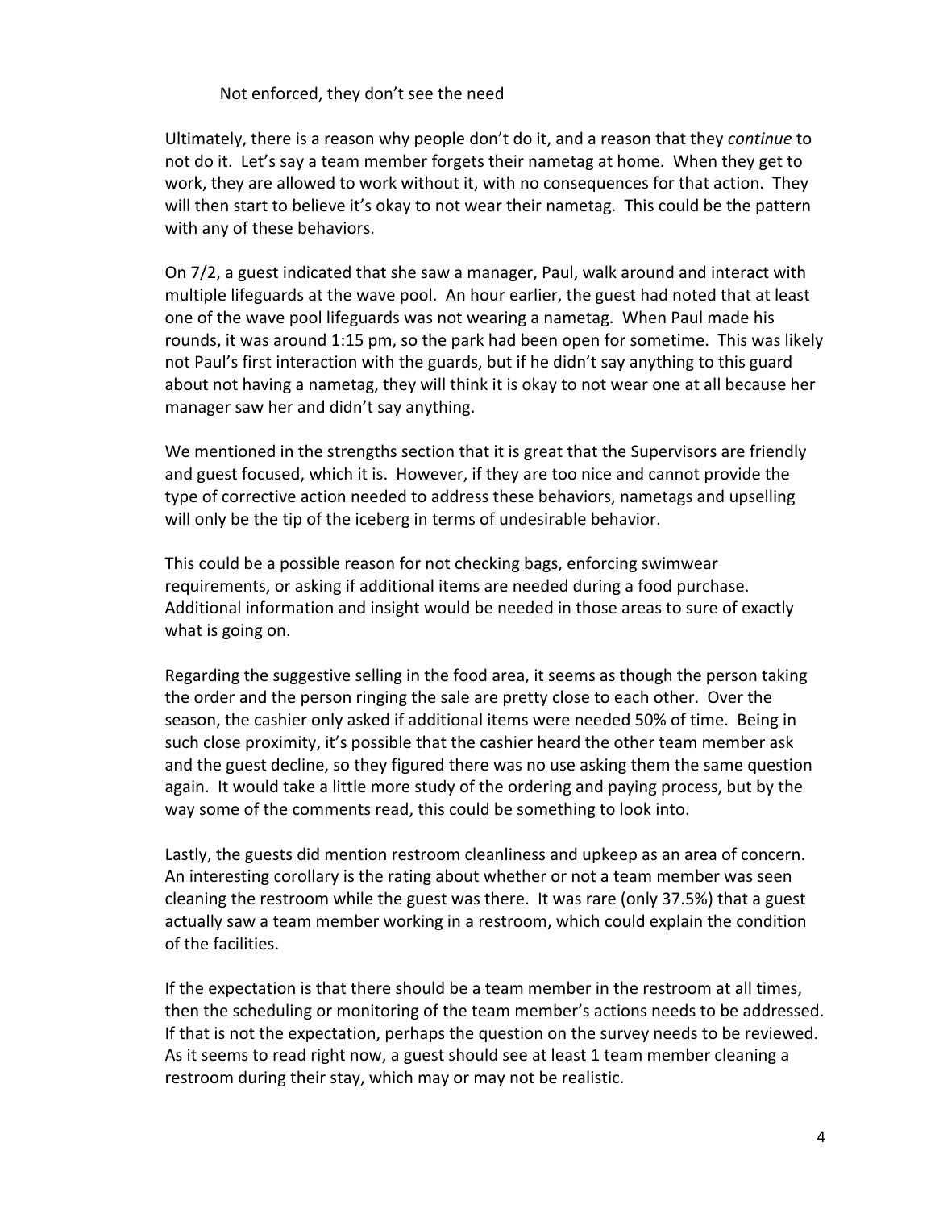Not enforced, they don't see the need

Ultimately, there is a reason why people don't do it, and a reason that they *continue* to not do it. Let's say a team member forgets their nametag at home. When they get to work, they are allowed to work without it, with no consequences for that action. They will then start to believe it's okay to not wear their nametag. This could be the pattern with any of these behaviors.

On 7/2, a guest indicated that she saw a manager, Paul, walk around and interact with multiple lifeguards at the wave pool. An hour earlier, the guest had noted that at least one of the wave pool lifeguards was not wearing a nametag. When Paul made his rounds, it was around 1:15 pm, so the park had been open for sometime. This was likely not Paul's first interaction with the guards, but if he didn't say anything to this guard about not having a nametag, they will think it is okay to not wear one at all because her manager saw her and didn't say anything.

We mentioned in the strengths section that it is great that the Supervisors are friendly and guest focused, which it is. However, if they are too nice and cannot provide the type of corrective action needed to address these behaviors, nametags and upselling will only be the tip of the iceberg in terms of undesirable behavior.

This could be a possible reason for not checking bags, enforcing swimwear requirements, or asking if additional items are needed during a food purchase. Additional information and insight would be needed in those areas to sure of exactly what is going on.

Regarding the suggestive selling in the food area, it seems as though the person taking the order and the person ringing the sale are pretty close to each other. Over the season, the cashier only asked if additional items were needed 50% of time. Being in such close proximity, it's possible that the cashier heard the other team member ask and the guest decline, so they figured there was no use asking them the same question again. It would take a little more study of the ordering and paying process, but by the way some of the comments read, this could be something to look into.

Lastly, the guests did mention restroom cleanliness and upkeep as an area of concern. An interesting corollary is the rating about whether or not a team member was seen cleaning the restroom while the guest was there. It was rare (only 37.5%) that a guest actually saw a team member working in a restroom, which could explain the condition of the facilities.

If the expectation is that there should be a team member in the restroom at all times, then the scheduling or monitoring of the team member's actions needs to be addressed. If that is not the expectation, perhaps the question on the survey needs to be reviewed. As it seems to read right now, a guest should see at least 1 team member cleaning a restroom during their stay, which may or may not be realistic.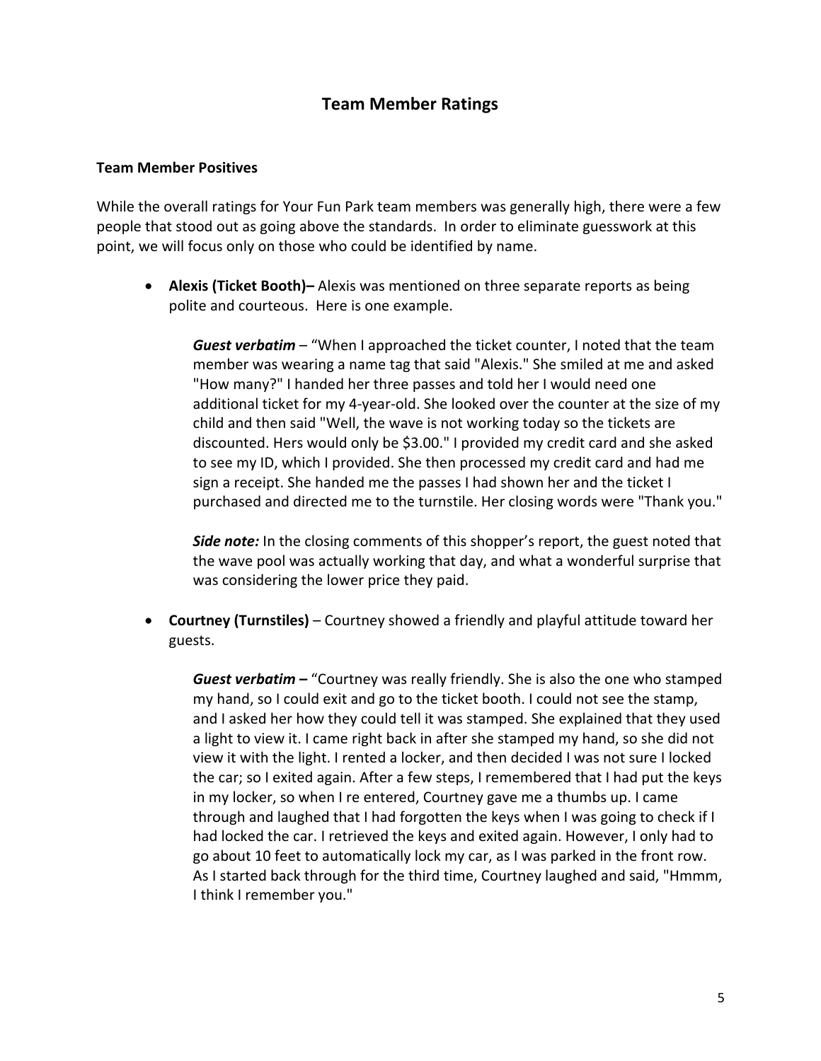## Team Member Ratings

### Team Member Positives

While the overall ratings for Your Fun Park team members was generally high, there were a few people that stood out as going above the standards. In order to eliminate guesswork at this point, we will focus only on those who could be identified by name.

- **Alexis (Ticket Booth)–** Alexis was mentioned on three separate reports as being polite and courteous. Here is one example.

  ***Guest verbatim*** – "When I approached the ticket counter, I noted that the team member was wearing a name tag that said "Alexis." She smiled at me and asked "How many?" I handed her three passes and told her I would need one additional ticket for my 4-year-old. She looked over the counter at the size of my child and then said "Well, the wave is not working today so the tickets are discounted. Hers would only be $3.00." I provided my credit card and she asked to see my ID, which I provided. She then processed my credit card and had me sign a receipt. She handed me the passes I had shown her and the ticket I purchased and directed me to the turnstile. Her closing words were "Thank you."

  ***Side note:*** In the closing comments of this shopper's report, the guest noted that the wave pool was actually working that day, and what a wonderful surprise that was considering the lower price they paid.

- **Courtney (Turnstiles)** – Courtney showed a friendly and playful attitude toward her guests.

  ***Guest verbatim –*** "Courtney was really friendly. She is also the one who stamped my hand, so I could exit and go to the ticket booth. I could not see the stamp, and I asked her how they could tell it was stamped. She explained that they used a light to view it. I came right back in after she stamped my hand, so she did not view it with the light. I rented a locker, and then decided I was not sure I locked the car; so I exited again. After a few steps, I remembered that I had put the keys in my locker, so when I re entered, Courtney gave me a thumbs up. I came through and laughed that I had forgotten the keys when I was going to check if I had locked the car. I retrieved the keys and exited again. However, I only had to go about 10 feet to automatically lock my car, as I was parked in the front row. As I started back through for the third time, Courtney laughed and said, "Hmmm, I think I remember you."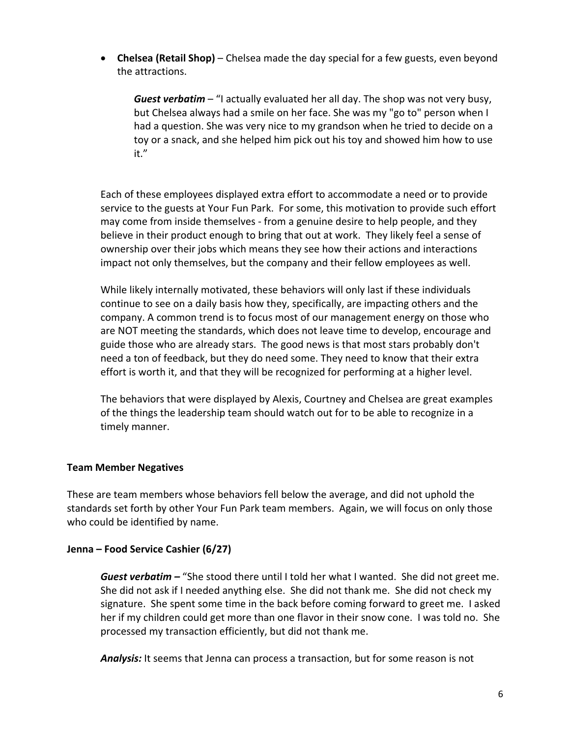- **Chelsea (Retail Shop)** – Chelsea made the day special for a few guests, even beyond the attractions.

  ***Guest verbatim*** – "I actually evaluated her all day. The shop was not very busy, but Chelsea always had a smile on her face. She was my "go to" person when I had a question. She was very nice to my grandson when he tried to decide on a toy or a snack, and she helped him pick out his toy and showed him how to use it."

Each of these employees displayed extra effort to accommodate a need or to provide service to the guests at Your Fun Park. For some, this motivation to provide such effort may come from inside themselves - from a genuine desire to help people, and they believe in their product enough to bring that out at work. They likely feel a sense of ownership over their jobs which means they see how their actions and interactions impact not only themselves, but the company and their fellow employees as well.

While likely internally motivated, these behaviors will only last if these individuals continue to see on a daily basis how they, specifically, are impacting others and the company. A common trend is to focus most of our management energy on those who are NOT meeting the standards, which does not leave time to develop, encourage and guide those who are already stars. The good news is that most stars probably don't need a ton of feedback, but they do need some. They need to know that their extra effort is worth it, and that they will be recognized for performing at a higher level.

The behaviors that were displayed by Alexis, Courtney and Chelsea are great examples of the things the leadership team should watch out for to be able to recognize in a timely manner.

**Team Member Negatives**

These are team members whose behaviors fell below the average, and did not uphold the standards set forth by other Your Fun Park team members. Again, we will focus on only those who could be identified by name.

**Jenna – Food Service Cashier (6/27)**

> ***Guest verbatim –*** "She stood there until I told her what I wanted. She did not greet me. She did not ask if I needed anything else. She did not thank me. She did not check my signature. She spent some time in the back before coming forward to greet me. I asked her if my children could get more than one flavor in their snow cone. I was told no. She processed my transaction efficiently, but did not thank me.
>
> ***Analysis:*** It seems that Jenna can process a transaction, but for some reason is not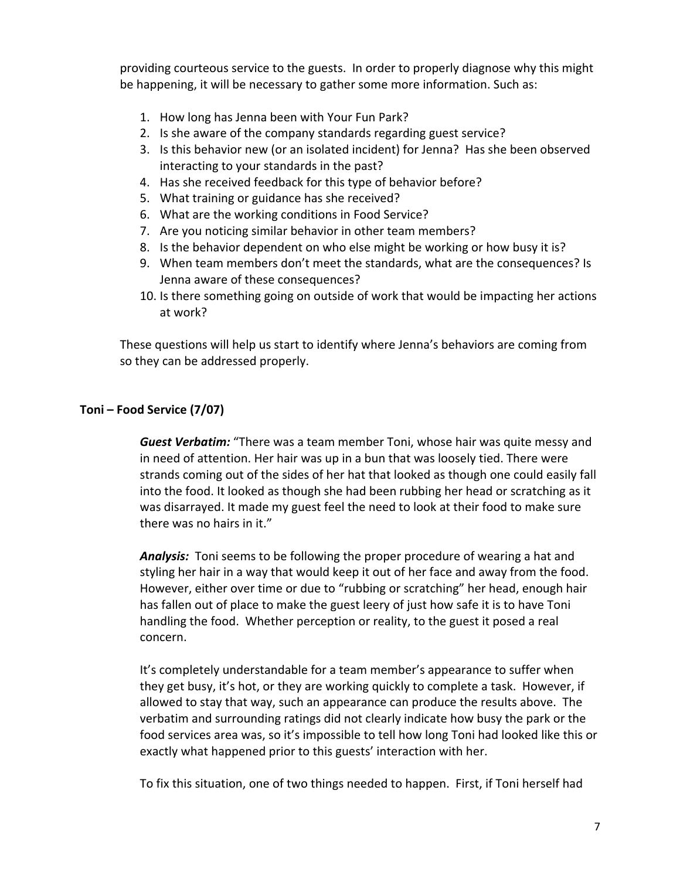providing courteous service to the guests. In order to properly diagnose why this might be happening, it will be necessary to gather some more information. Such as:

1. How long has Jenna been with Your Fun Park?
2. Is she aware of the company standards regarding guest service?
3. Is this behavior new (or an isolated incident) for Jenna? Has she been observed interacting to your standards in the past?
4. Has she received feedback for this type of behavior before?
5. What training or guidance has she received?
6. What are the working conditions in Food Service?
7. Are you noticing similar behavior in other team members?
8. Is the behavior dependent on who else might be working or how busy it is?
9. When team members don't meet the standards, what are the consequences? Is Jenna aware of these consequences?
10. Is there something going on outside of work that would be impacting her actions at work?

These questions will help us start to identify where Jenna's behaviors are coming from so they can be addressed properly.

### Toni – Food Service (7/07)

***Guest Verbatim:*** "There was a team member Toni, whose hair was quite messy and in need of attention. Her hair was up in a bun that was loosely tied. There were strands coming out of the sides of her hat that looked as though one could easily fall into the food. It looked as though she had been rubbing her head or scratching as it was disarrayed. It made my guest feel the need to look at their food to make sure there was no hairs in it."

***Analysis:*** Toni seems to be following the proper procedure of wearing a hat and styling her hair in a way that would keep it out of her face and away from the food. However, either over time or due to "rubbing or scratching" her head, enough hair has fallen out of place to make the guest leery of just how safe it is to have Toni handling the food. Whether perception or reality, to the guest it posed a real concern.

It's completely understandable for a team member's appearance to suffer when they get busy, it's hot, or they are working quickly to complete a task. However, if allowed to stay that way, such an appearance can produce the results above. The verbatim and surrounding ratings did not clearly indicate how busy the park or the food services area was, so it's impossible to tell how long Toni had looked like this or exactly what happened prior to this guests' interaction with her.

To fix this situation, one of two things needed to happen. First, if Toni herself had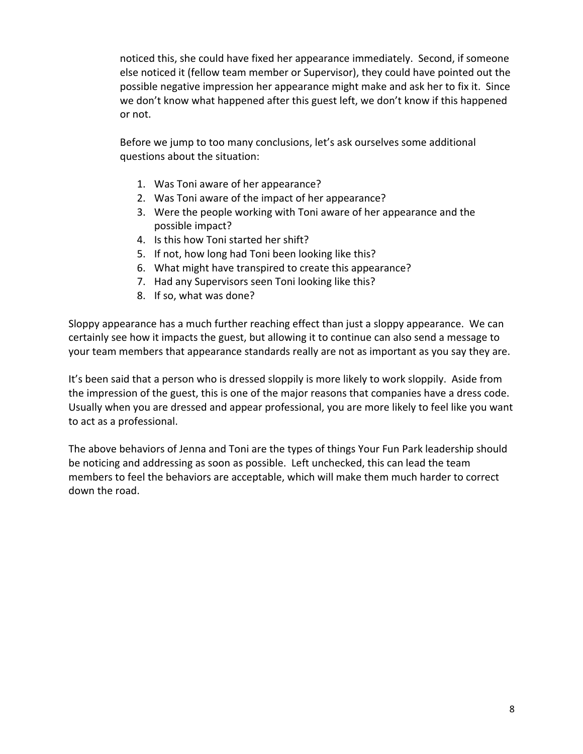noticed this, she could have fixed her appearance immediately. Second, if someone else noticed it (fellow team member or Supervisor), they could have pointed out the possible negative impression her appearance might make and ask her to fix it. Since we don't know what happened after this guest left, we don't know if this happened or not.

Before we jump to too many conclusions, let's ask ourselves some additional questions about the situation:

1. Was Toni aware of her appearance?
2. Was Toni aware of the impact of her appearance?
3. Were the people working with Toni aware of her appearance and the possible impact?
4. Is this how Toni started her shift?
5. If not, how long had Toni been looking like this?
6. What might have transpired to create this appearance?
7. Had any Supervisors seen Toni looking like this?
8. If so, what was done?

Sloppy appearance has a much further reaching effect than just a sloppy appearance. We can certainly see how it impacts the guest, but allowing it to continue can also send a message to your team members that appearance standards really are not as important as you say they are.

It's been said that a person who is dressed sloppily is more likely to work sloppily. Aside from the impression of the guest, this is one of the major reasons that companies have a dress code. Usually when you are dressed and appear professional, you are more likely to feel like you want to act as a professional.

The above behaviors of Jenna and Toni are the types of things Your Fun Park leadership should be noticing and addressing as soon as possible. Left unchecked, this can lead the team members to feel the behaviors are acceptable, which will make them much harder to correct down the road.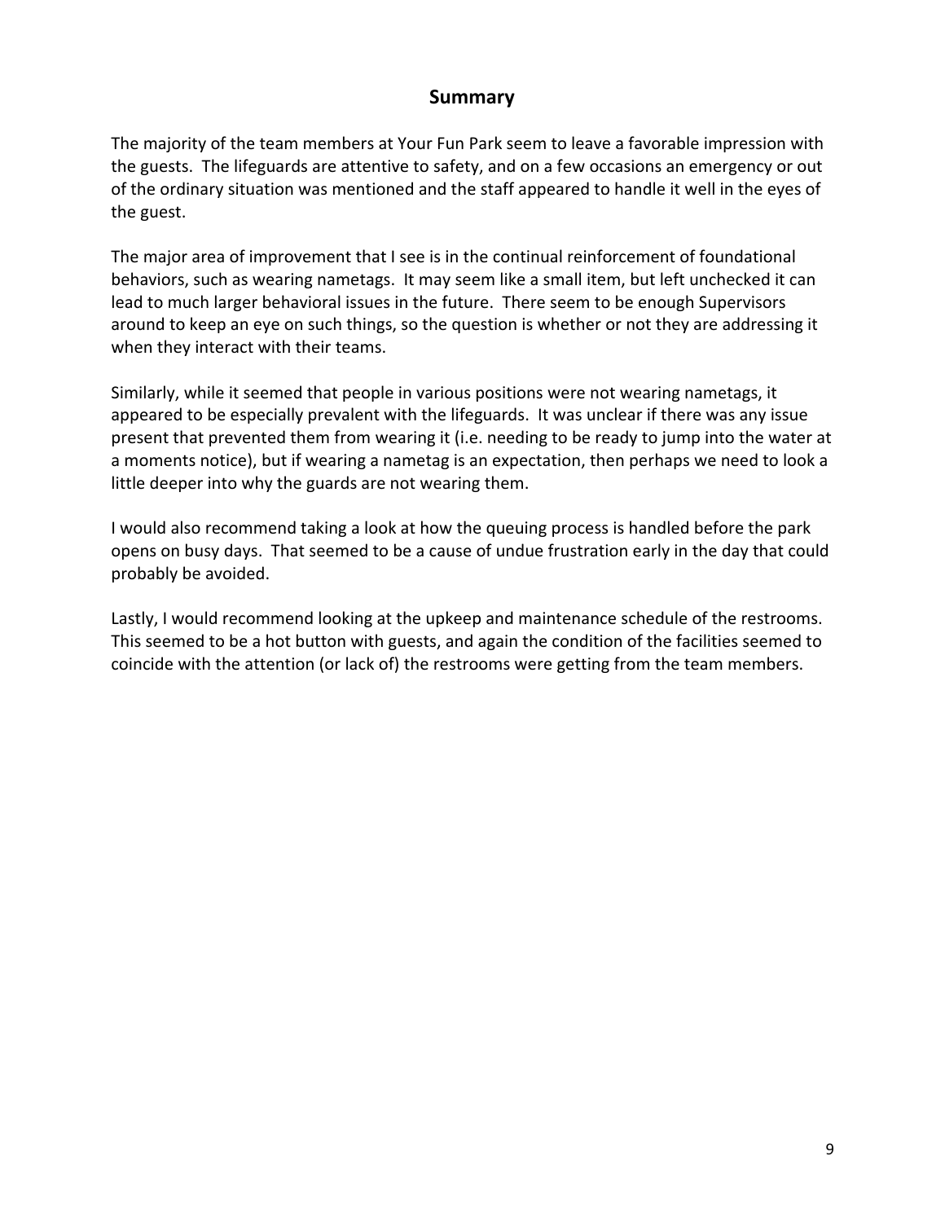## Summary

The majority of the team members at Your Fun Park seem to leave a favorable impression with the guests. The lifeguards are attentive to safety, and on a few occasions an emergency or out of the ordinary situation was mentioned and the staff appeared to handle it well in the eyes of the guest.

The major area of improvement that I see is in the continual reinforcement of foundational behaviors, such as wearing nametags. It may seem like a small item, but left unchecked it can lead to much larger behavioral issues in the future. There seem to be enough Supervisors around to keep an eye on such things, so the question is whether or not they are addressing it when they interact with their teams.

Similarly, while it seemed that people in various positions were not wearing nametags, it appeared to be especially prevalent with the lifeguards. It was unclear if there was any issue present that prevented them from wearing it (i.e. needing to be ready to jump into the water at a moments notice), but if wearing a nametag is an expectation, then perhaps we need to look a little deeper into why the guards are not wearing them.

I would also recommend taking a look at how the queuing process is handled before the park opens on busy days. That seemed to be a cause of undue frustration early in the day that could probably be avoided.

Lastly, I would recommend looking at the upkeep and maintenance schedule of the restrooms. This seemed to be a hot button with guests, and again the condition of the facilities seemed to coincide with the attention (or lack of) the restrooms were getting from the team members.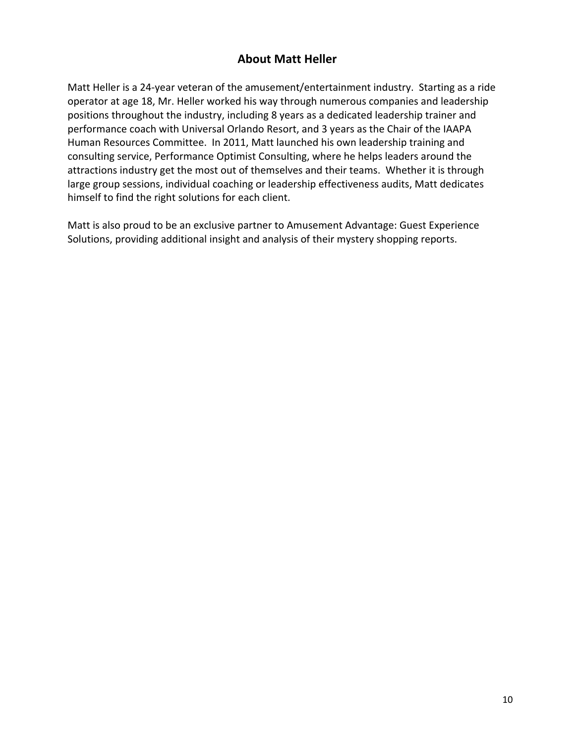## About Matt Heller

Matt Heller is a 24-year veteran of the amusement/entertainment industry. Starting as a ride operator at age 18, Mr. Heller worked his way through numerous companies and leadership positions throughout the industry, including 8 years as a dedicated leadership trainer and performance coach with Universal Orlando Resort, and 3 years as the Chair of the IAAPA Human Resources Committee. In 2011, Matt launched his own leadership training and consulting service, Performance Optimist Consulting, where he helps leaders around the attractions industry get the most out of themselves and their teams. Whether it is through large group sessions, individual coaching or leadership effectiveness audits, Matt dedicates himself to find the right solutions for each client.

Matt is also proud to be an exclusive partner to Amusement Advantage: Guest Experience Solutions, providing additional insight and analysis of their mystery shopping reports.